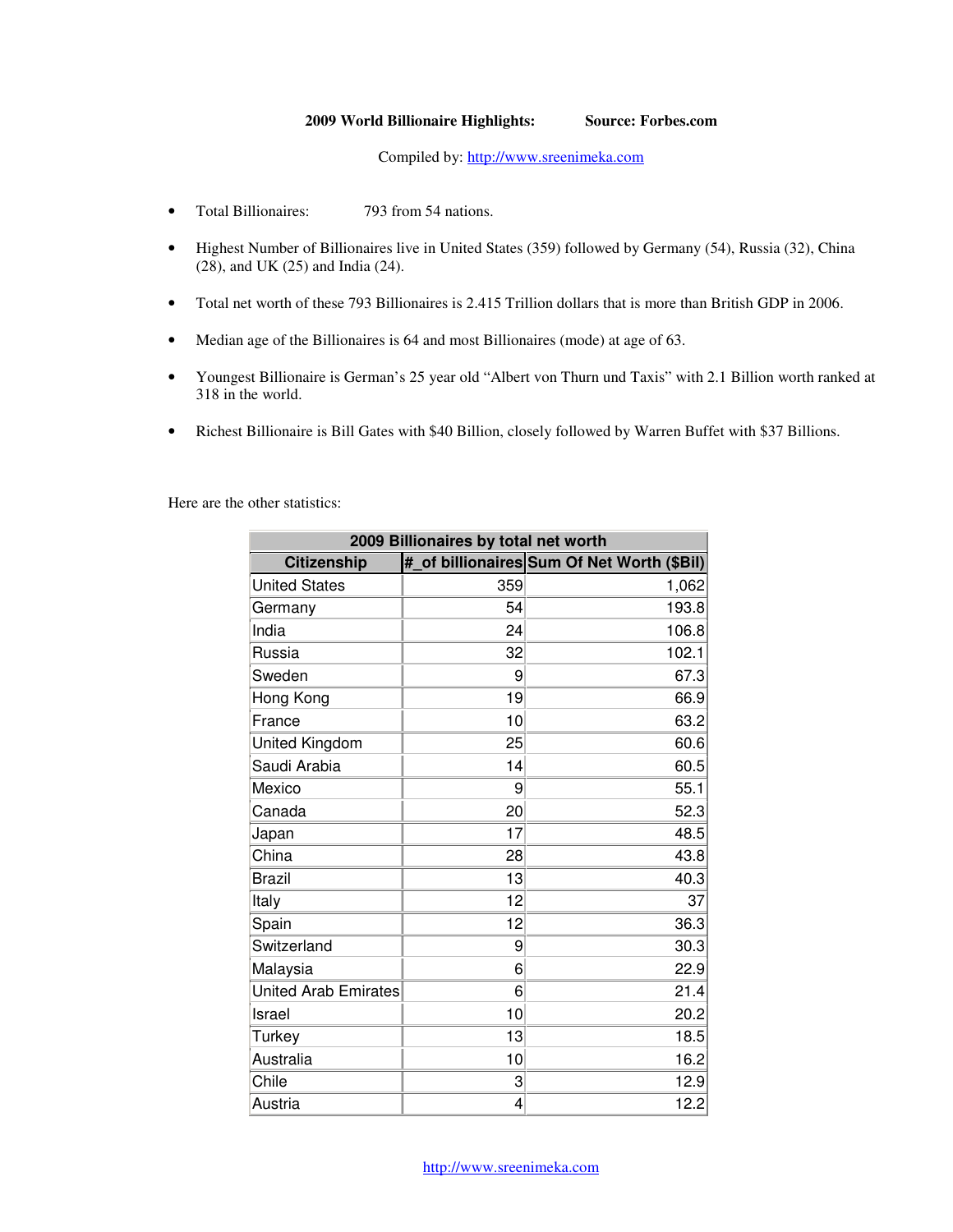**2009 World Billionaire Highlights: Source: Forbes.com**

Compiled by: http://www.sreenimeka.com

- Total Billionaires: 793 from 54 nations.
- Highest Number of Billionaires live in United States (359) followed by Germany (54), Russia (32), China (28), and UK (25) and India (24).
- Total net worth of these 793 Billionaires is 2.415 Trillion dollars that is more than British GDP in 2006.
- Median age of the Billionaires is 64 and most Billionaires (mode) at age of 63.
- Youngest Billionaire is German's 25 year old "Albert von Thurn und Taxis" with 2.1 Billion worth ranked at 318 in the world.
- Richest Billionaire is Bill Gates with $40 Billion, closely followed by Warren Buffet with $37 Billions.

Here are the other statistics:

| 2009 Billionaires by total net worth | | |
|---|---|---|
| Citizenship | #_of billionaires | Sum Of Net Worth ($Bil) |
| United States | 359 | 1,062 |
| Germany | 54 | 193.8 |
| India | 24 | 106.8 |
| Russia | 32 | 102.1 |
| Sweden | 9 | 67.3 |
| Hong Kong | 19 | 66.9 |
| France | 10 | 63.2 |
| United Kingdom | 25 | 60.6 |
| Saudi Arabia | 14 | 60.5 |
| Mexico | 9 | 55.1 |
| Canada | 20 | 52.3 |
| Japan | 17 | 48.5 |
| China | 28 | 43.8 |
| Brazil | 13 | 40.3 |
| Italy | 12 | 37 |
| Spain | 12 | 36.3 |
| Switzerland | 9 | 30.3 |
| Malaysia | 6 | 22.9 |
| United Arab Emirates | 6 | 21.4 |
| Israel | 10 | 20.2 |
| Turkey | 13 | 18.5 |
| Australia | 10 | 16.2 |
| Chile | 3 | 12.9 |
| Austria | 4 | 12.2 |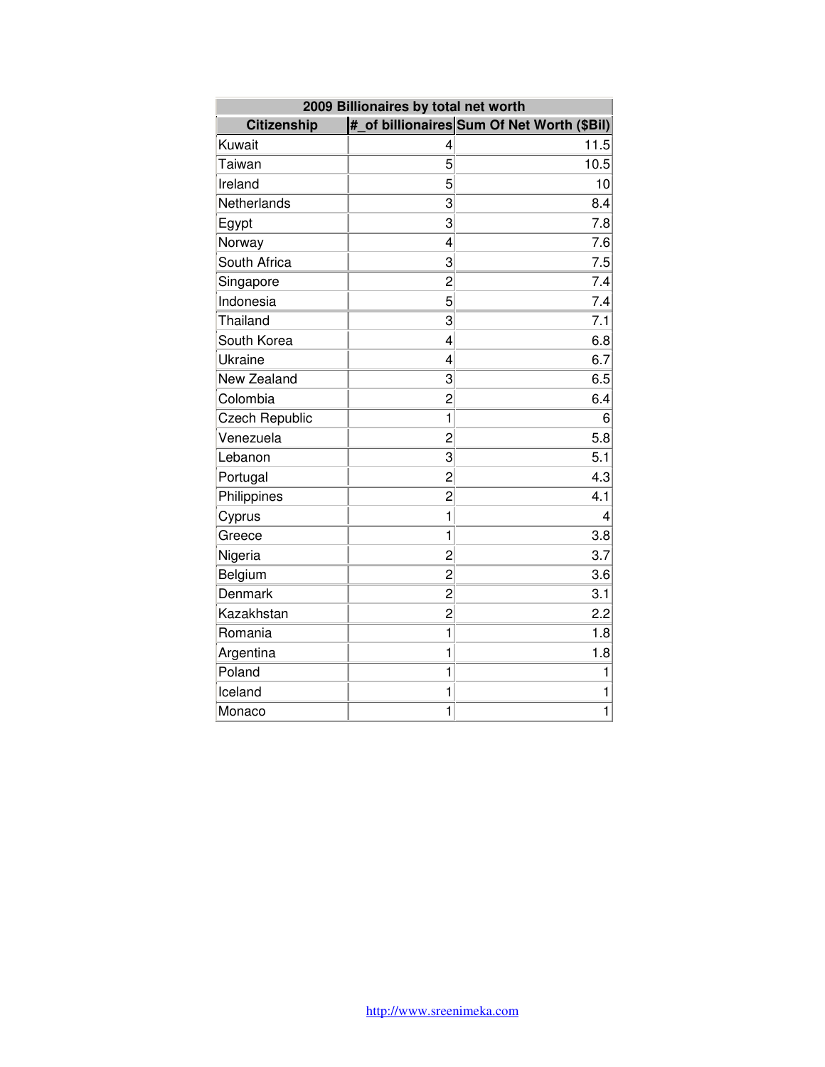| 2009 Billionaires by total net worth | | |
|---|---|---|
| **Citizenship** | **#_of billionaires** | **Sum Of Net Worth ($Bil)** |
| Kuwait | 4 | 11.5 |
| Taiwan | 5 | 10.5 |
| Ireland | 5 | 10 |
| Netherlands | 3 | 8.4 |
| Egypt | 3 | 7.8 |
| Norway | 4 | 7.6 |
| South Africa | 3 | 7.5 |
| Singapore | 2 | 7.4 |
| Indonesia | 5 | 7.4 |
| Thailand | 3 | 7.1 |
| South Korea | 4 | 6.8 |
| Ukraine | 4 | 6.7 |
| New Zealand | 3 | 6.5 |
| Colombia | 2 | 6.4 |
| Czech Republic | 1 | 6 |
| Venezuela | 2 | 5.8 |
| Lebanon | 3 | 5.1 |
| Portugal | 2 | 4.3 |
| Philippines | 2 | 4.1 |
| Cyprus | 1 | 4 |
| Greece | 1 | 3.8 |
| Nigeria | 2 | 3.7 |
| Belgium | 2 | 3.6 |
| Denmark | 2 | 3.1 |
| Kazakhstan | 2 | 2.2 |
| Romania | 1 | 1.8 |
| Argentina | 1 | 1.8 |
| Poland | 1 | 1 |
| Iceland | 1 | 1 |
| Monaco | 1 | 1 |

http://www.sreenimeka.com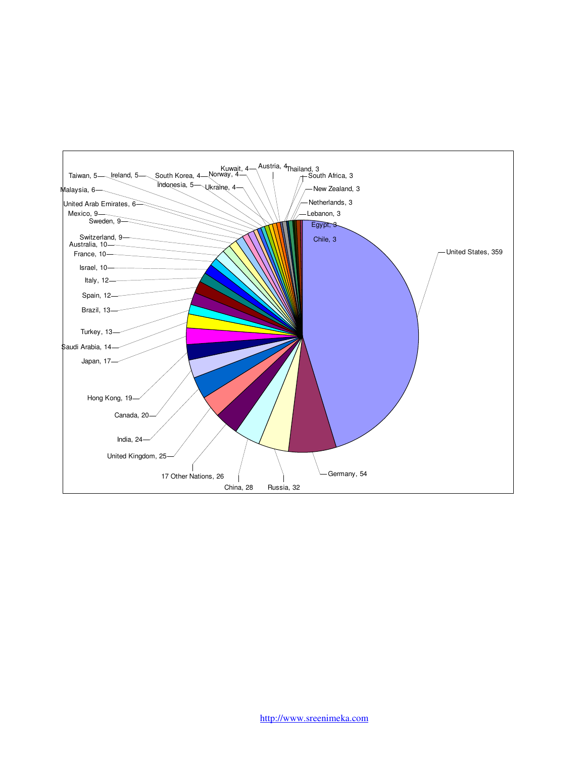United States, 359
Germany, 54
Russia, 32
China, 28
17 Other Nations, 26
United Kingdom, 25
India, 24
Canada, 20
Hong Kong, 19
Japan, 17
Saudi Arabia, 14
Turkey, 13
Brazil, 13
Spain, 12
Italy, 12
Israel, 10
France, 10
Australia, 10
Switzerland, 9
Sweden, 9
Mexico, 9
United Arab Emirates, 6
Malaysia, 6
Taiwan, 5
Ireland, 5
Indonesia, 5
South Korea, 4
Norway, 4
Ukraine, 4
Kuwait, 4
Austria, 4
Thailand, 3
South Africa, 3
New Zealand, 3
Netherlands, 3
Lebanon, 3
Egypt, 3
Chile, 3

http://www.sreenimeka.com